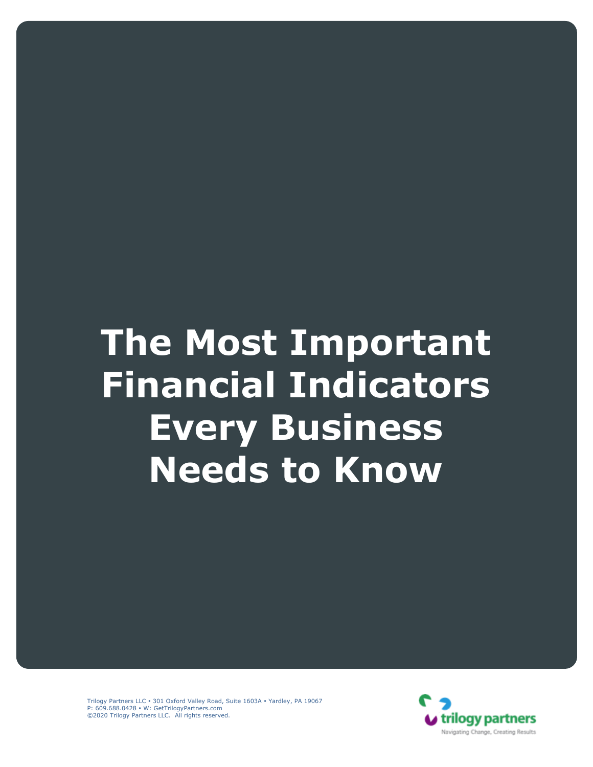# The Most Important Financial Indicators Every Business Needs to Know

Trilogy Partners LLC • 301 Oxford Valley Road, Suite 1603A • Yardley, PA 19067
P: 609.688.0428 • W: GetTrilogyPartners.com
©2020 Trilogy Partners LLC. All rights reserved.

trilogy partners
Navigating Change, Creating Results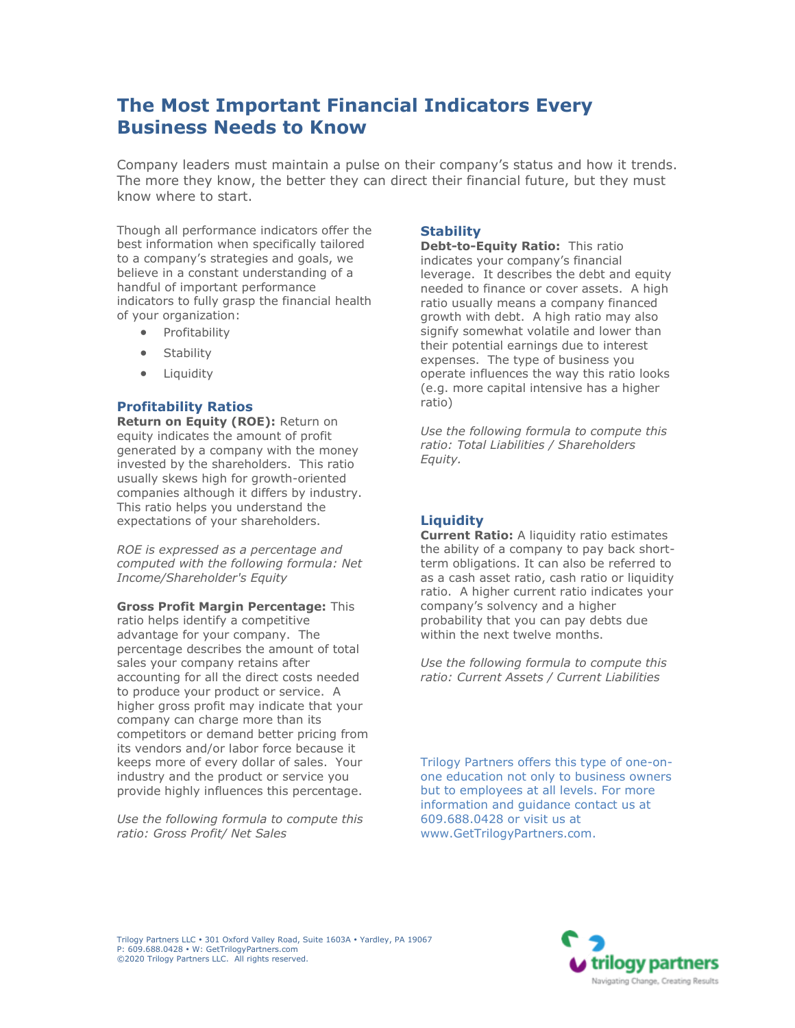# The Most Important Financial Indicators Every Business Needs to Know

Company leaders must maintain a pulse on their company's status and how it trends. The more they know, the better they can direct their financial future, but they must know where to start.

Though all performance indicators offer the best information when specifically tailored to a company's strategies and goals, we believe in a constant understanding of a handful of important performance indicators to fully grasp the financial health of your organization:

- Profitability
- Stability
- Liquidity

## Profitability Ratios

**Return on Equity (ROE):** Return on equity indicates the amount of profit generated by a company with the money invested by the shareholders. This ratio usually skews high for growth-oriented companies although it differs by industry. This ratio helps you understand the expectations of your shareholders.

*ROE is expressed as a percentage and computed with the following formula: Net Income/Shareholder's Equity*

**Gross Profit Margin Percentage:** This ratio helps identify a competitive advantage for your company. The percentage describes the amount of total sales your company retains after accounting for all the direct costs needed to produce your product or service. A higher gross profit may indicate that your company can charge more than its competitors or demand better pricing from its vendors and/or labor force because it keeps more of every dollar of sales. Your industry and the product or service you provide highly influences this percentage.

*Use the following formula to compute this ratio: Gross Profit/ Net Sales*

## Stability

**Debt-to-Equity Ratio:** This ratio indicates your company's financial leverage. It describes the debt and equity needed to finance or cover assets. A high ratio usually means a company financed growth with debt. A high ratio may also signify somewhat volatile and lower than their potential earnings due to interest expenses. The type of business you operate influences the way this ratio looks (e.g. more capital intensive has a higher ratio)

*Use the following formula to compute this ratio: Total Liabilities / Shareholders Equity.*

## Liquidity

**Current Ratio:** A liquidity ratio estimates the ability of a company to pay back short-term obligations. It can also be referred to as a cash asset ratio, cash ratio or liquidity ratio. A higher current ratio indicates your company's solvency and a higher probability that you can pay debts due within the next twelve months.

*Use the following formula to compute this ratio: Current Assets / Current Liabilities*

Trilogy Partners offers this type of one-on-one education not only to business owners but to employees at all levels. For more information and guidance contact us at 609.688.0428 or visit us at www.GetTrilogyPartners.com.

Trilogy Partners LLC • 301 Oxford Valley Road, Suite 1603A • Yardley, PA 19067
P: 609.688.0428 • W: GetTrilogyPartners.com
©2020 Trilogy Partners LLC. All rights reserved.

trilogy partners
Navigating Change, Creating Results